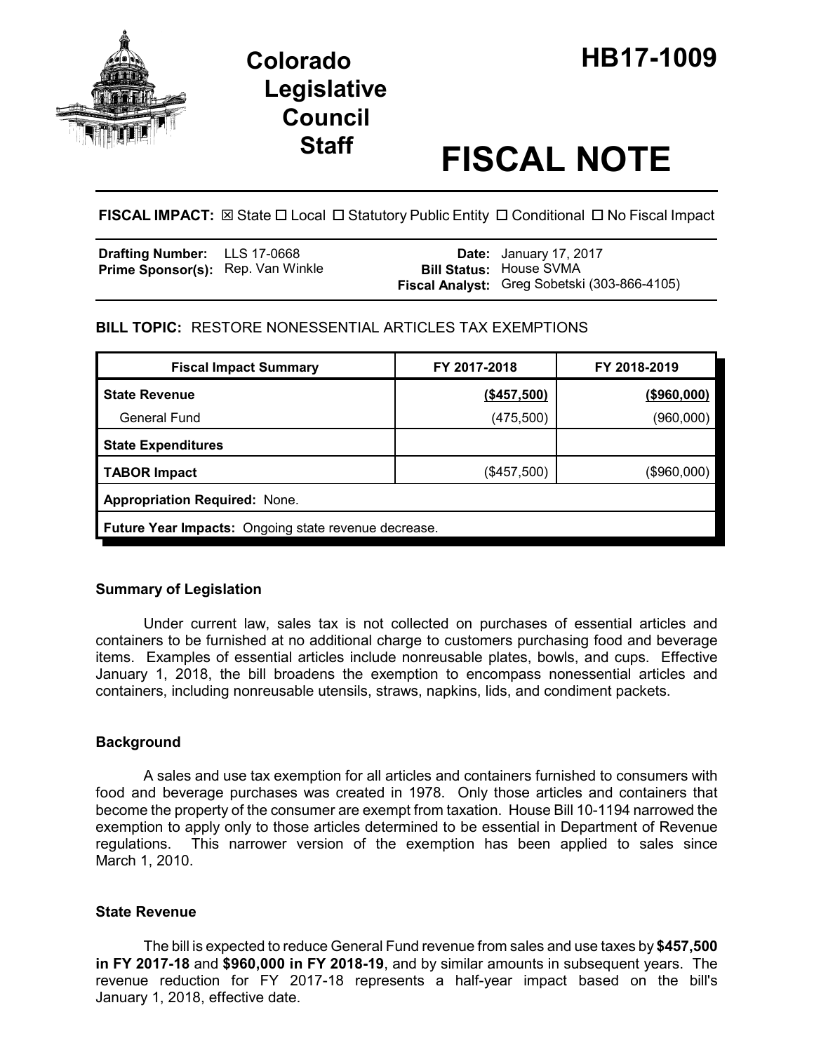# Colorado Legislative Council Staff

# HB17-1009

# FISCAL NOTE

**FISCAL IMPACT:** ☒ State ☐ Local ☐ Statutory Public Entity ☐ Conditional ☐ No Fiscal Impact

| | | | |
|---|---|---|---|
| **Drafting Number:** | LLS 17-0668 | **Date:** | January 17, 2017 |
| **Prime Sponsor(s):** | Rep. Van Winkle | **Bill Status:** | House SVMA |
| | | **Fiscal Analyst:** | Greg Sobetski (303-866-4105) |

**BILL TOPIC:** RESTORE NONESSENTIAL ARTICLES TAX EXEMPTIONS

| Fiscal Impact Summary | FY 2017-2018 | FY 2018-2019 |
|---|---|---|
| **State Revenue** | **($457,500)** | **($960,000)** |
| General Fund | (475,500) | (960,000) |
| **State Expenditures** | | |
| **TABOR Impact** | ($457,500) | ($960,000) |
| **Appropriation Required:** None. | | |
| **Future Year Impacts:** Ongoing state revenue decrease. | | |

### Summary of Legislation

Under current law, sales tax is not collected on purchases of essential articles and containers to be furnished at no additional charge to customers purchasing food and beverage items. Examples of essential articles include nonreusable plates, bowls, and cups. Effective January 1, 2018, the bill broadens the exemption to encompass nonessential articles and containers, including nonreusable utensils, straws, napkins, lids, and condiment packets.

### Background

A sales and use tax exemption for all articles and containers furnished to consumers with food and beverage purchases was created in 1978. Only those articles and containers that become the property of the consumer are exempt from taxation. House Bill 10-1194 narrowed the exemption to apply only to those articles determined to be essential in Department of Revenue regulations. This narrower version of the exemption has been applied to sales since March 1, 2010.

### State Revenue

The bill is expected to reduce General Fund revenue from sales and use taxes by **$457,500 in FY 2017-18** and **$960,000 in FY 2018-19**, and by similar amounts in subsequent years. The revenue reduction for FY 2017-18 represents a half-year impact based on the bill's January 1, 2018, effective date.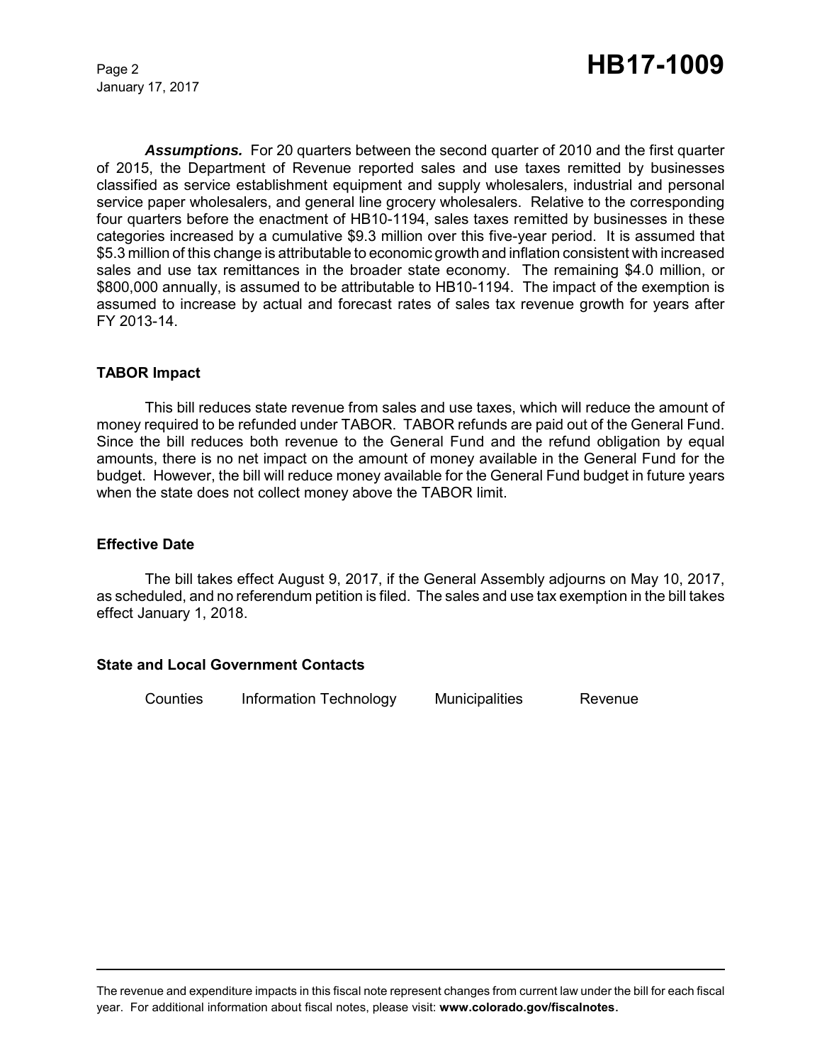***Assumptions.*** For 20 quarters between the second quarter of 2010 and the first quarter of 2015, the Department of Revenue reported sales and use taxes remitted by businesses classified as service establishment equipment and supply wholesalers, industrial and personal service paper wholesalers, and general line grocery wholesalers. Relative to the corresponding four quarters before the enactment of HB10-1194, sales taxes remitted by businesses in these categories increased by a cumulative $9.3 million over this five-year period. It is assumed that $5.3 million of this change is attributable to economic growth and inflation consistent with increased sales and use tax remittances in the broader state economy. The remaining $4.0 million, or $800,000 annually, is assumed to be attributable to HB10-1194. The impact of the exemption is assumed to increase by actual and forecast rates of sales tax revenue growth for years after FY 2013-14.

## TABOR Impact

This bill reduces state revenue from sales and use taxes, which will reduce the amount of money required to be refunded under TABOR. TABOR refunds are paid out of the General Fund. Since the bill reduces both revenue to the General Fund and the refund obligation by equal amounts, there is no net impact on the amount of money available in the General Fund for the budget. However, the bill will reduce money available for the General Fund budget in future years when the state does not collect money above the TABOR limit.

## Effective Date

The bill takes effect August 9, 2017, if the General Assembly adjourns on May 10, 2017, as scheduled, and no referendum petition is filed. The sales and use tax exemption in the bill takes effect January 1, 2018.

## State and Local Government Contacts

Counties  Information Technology  Municipalities  Revenue

The revenue and expenditure impacts in this fiscal note represent changes from current law under the bill for each fiscal year. For additional information about fiscal notes, please visit: **www.colorado.gov/fiscalnotes.**